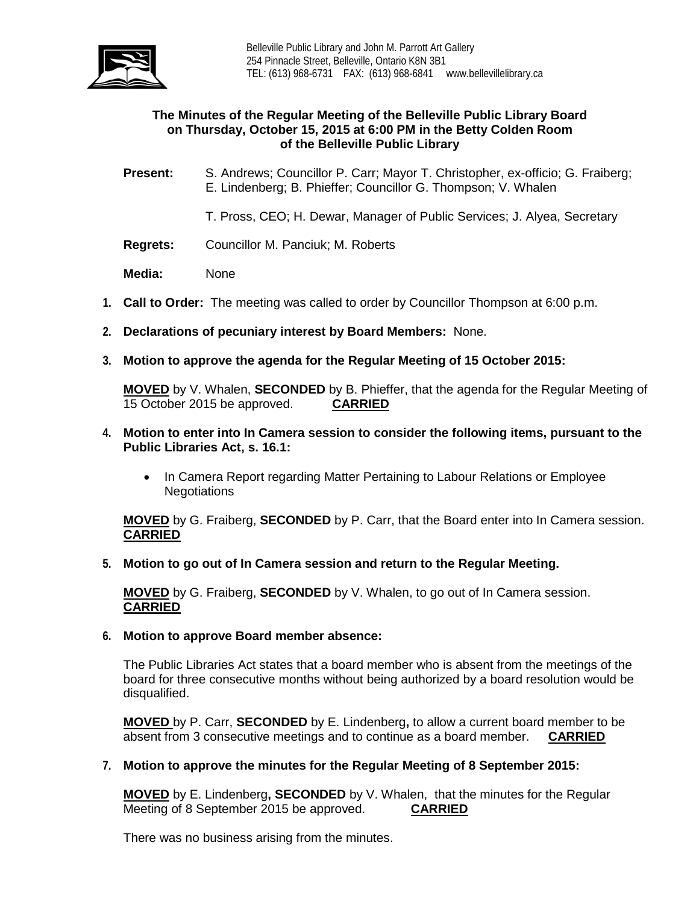Belleville Public Library and John M. Parrott Art Gallery
254 Pinnacle Street, Belleville, Ontario K8N 3B1
TEL: (613) 968-6731 FAX: (613) 968-6841 www.bellevillelibrary.ca

**The Minutes of the Regular Meeting of the Belleville Public Library Board on Thursday, October 15, 2015 at 6:00 PM in the Betty Colden Room of the Belleville Public Library**

**Present:** S. Andrews; Councillor P. Carr; Mayor T. Christopher, ex-officio; G. Fraiberg; E. Lindenberg; B. Phieffer; Councillor G. Thompson; V. Whalen

T. Pross, CEO; H. Dewar, Manager of Public Services; J. Alyea, Secretary

**Regrets:** Councillor M. Panciuk; M. Roberts

**Media:** None

1. **Call to Order:** The meeting was called to order by Councillor Thompson at 6:00 p.m.

2. **Declarations of pecuniary interest by Board Members:** None.

3. **Motion to approve the agenda for the Regular Meeting of 15 October 2015:**

   **MOVED** by V. Whalen, **SECONDED** by B. Phieffer, that the agenda for the Regular Meeting of 15 October 2015 be approved. **CARRIED**

4. **Motion to enter into In Camera session to consider the following items, pursuant to the Public Libraries Act, s. 16.1:**

   - In Camera Report regarding Matter Pertaining to Labour Relations or Employee Negotiations

   **MOVED** by G. Fraiberg, **SECONDED** by P. Carr, that the Board enter into In Camera session. **CARRIED**

5. **Motion to go out of In Camera session and return to the Regular Meeting.**

   **MOVED** by G. Fraiberg, **SECONDED** by V. Whalen, to go out of In Camera session. **CARRIED**

6. **Motion to approve Board member absence:**

   The Public Libraries Act states that a board member who is absent from the meetings of the board for three consecutive months without being authorized by a board resolution would be disqualified.

   **MOVED** by P. Carr, **SECONDED** by E. Lindenberg**,** to allow a current board member to be absent from 3 consecutive meetings and to continue as a board member. **CARRIED**

7. **Motion to approve the minutes for the Regular Meeting of 8 September 2015:**

   **MOVED** by E. Lindenberg**, SECONDED** by V. Whalen, that the minutes for the Regular Meeting of 8 September 2015 be approved. **CARRIED**

   There was no business arising from the minutes.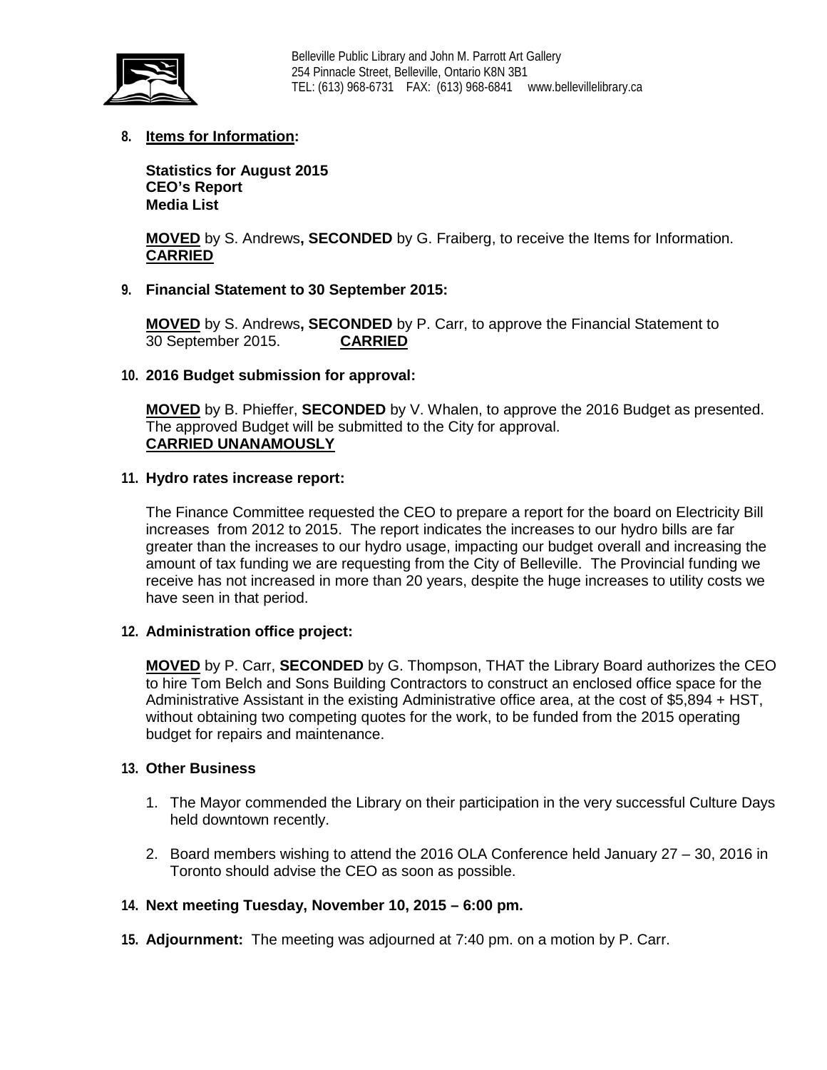Belleville Public Library and John M. Parrott Art Gallery
254 Pinnacle Street, Belleville, Ontario K8N 3B1
TEL: (613) 968-6731 FAX: (613) 968-6841 www.bellevillelibrary.ca

**8. <u>Items for Information</u>:**

**Statistics for August 2015**
**CEO's Report**
**Media List**

**<u>MOVED</u>** by S. Andrews**, SECONDED** by G. Fraiberg, to receive the Items for Information.
**<u>CARRIED</u>**

**9. Financial Statement to 30 September 2015:**

**<u>MOVED</u>** by S. Andrews**, SECONDED** by P. Carr, to approve the Financial Statement to 30 September 2015. **<u>CARRIED</u>**

**10. 2016 Budget submission for approval:**

**<u>MOVED</u>** by B. Phieffer, **SECONDED** by V. Whalen, to approve the 2016 Budget as presented. The approved Budget will be submitted to the City for approval.
**<u>CARRIED UNANAMOUSLY</u>**

**11. Hydro rates increase report:**

The Finance Committee requested the CEO to prepare a report for the board on Electricity Bill increases from 2012 to 2015. The report indicates the increases to our hydro bills are far greater than the increases to our hydro usage, impacting our budget overall and increasing the amount of tax funding we are requesting from the City of Belleville. The Provincial funding we receive has not increased in more than 20 years, despite the huge increases to utility costs we have seen in that period.

**12. Administration office project:**

**<u>MOVED</u>** by P. Carr, **SECONDED** by G. Thompson, THAT the Library Board authorizes the CEO to hire Tom Belch and Sons Building Contractors to construct an enclosed office space for the Administrative Assistant in the existing Administrative office area, at the cost of $5,894 + HST, without obtaining two competing quotes for the work, to be funded from the 2015 operating budget for repairs and maintenance.

**13. Other Business**

1. The Mayor commended the Library on their participation in the very successful Culture Days held downtown recently.
2. Board members wishing to attend the 2016 OLA Conference held January 27 – 30, 2016 in Toronto should advise the CEO as soon as possible.

**14. Next meeting Tuesday, November 10, 2015 – 6:00 pm.**

**15. Adjournment:** The meeting was adjourned at 7:40 pm. on a motion by P. Carr.